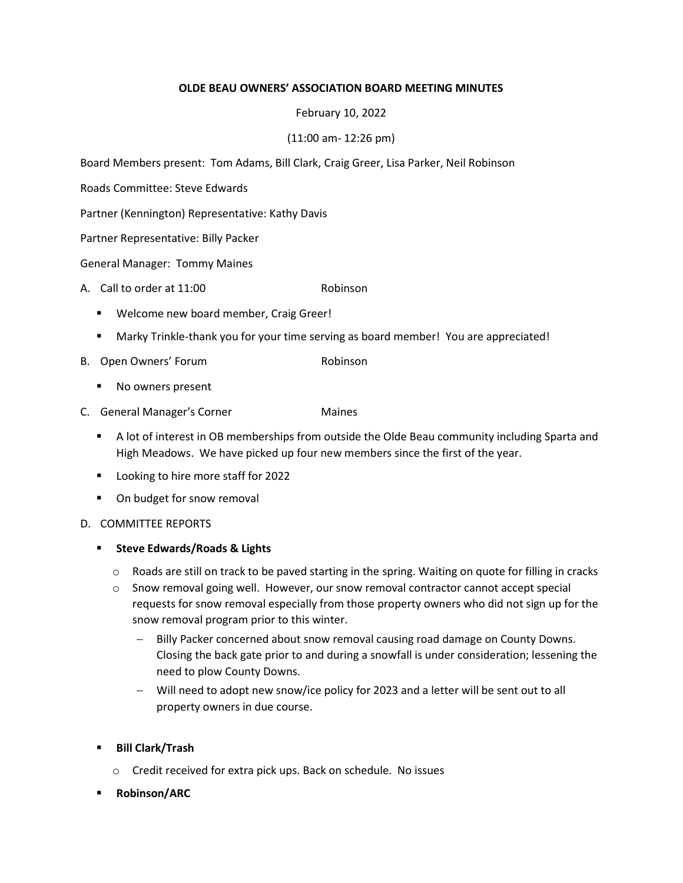**OLDE BEAU OWNERS' ASSOCIATION BOARD MEETING MINUTES**

February 10, 2022

(11:00 am- 12:26 pm)

Board Members present: Tom Adams, Bill Clark, Craig Greer, Lisa Parker, Neil Robinson

Roads Committee: Steve Edwards

Partner (Kennington) Representative: Kathy Davis

Partner Representative: Billy Packer

General Manager: Tommy Maines

A. Call to order at 11:00 — Robinson

- Welcome new board member, Craig Greer!
- Marky Trinkle-thank you for your time serving as board member! You are appreciated!

B. Open Owners' Forum — Robinson

- No owners present

C. General Manager's Corner — Maines

- A lot of interest in OB memberships from outside the Olde Beau community including Sparta and High Meadows. We have picked up four new members since the first of the year.
- Looking to hire more staff for 2022
- On budget for snow removal

D. COMMITTEE REPORTS

- **Steve Edwards/Roads & Lights**
  - Roads are still on track to be paved starting in the spring. Waiting on quote for filling in cracks
  - Snow removal going well. However, our snow removal contractor cannot accept special requests for snow removal especially from those property owners who did not sign up for the snow removal program prior to this winter.
    - Billy Packer concerned about snow removal causing road damage on County Downs. Closing the back gate prior to and during a snowfall is under consideration; lessening the need to plow County Downs.
    - Will need to adopt new snow/ice policy for 2023 and a letter will be sent out to all property owners in due course.
- **Bill Clark/Trash**
  - Credit received for extra pick ups. Back on schedule. No issues
- **Robinson/ARC**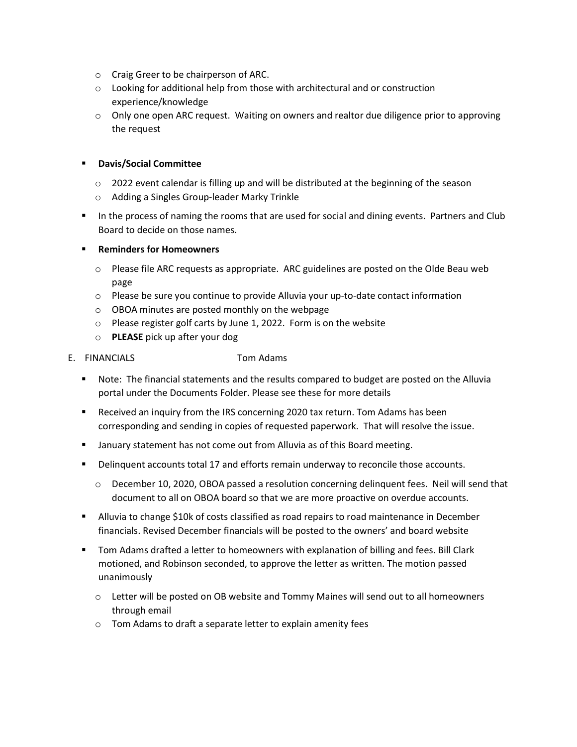- Craig Greer to be chairperson of ARC.
- Looking for additional help from those with architectural and or construction experience/knowledge
- Only one open ARC request. Waiting on owners and realtor due diligence prior to approving the request

- **Davis/Social Committee**
  - 2022 event calendar is filling up and will be distributed at the beginning of the season
  - Adding a Singles Group-leader Marky Trinkle
- In the process of naming the rooms that are used for social and dining events. Partners and Club Board to decide on those names.
- **Reminders for Homeowners**
  - Please file ARC requests as appropriate. ARC guidelines are posted on the Olde Beau web page
  - Please be sure you continue to provide Alluvia your up-to-date contact information
  - OBOA minutes are posted monthly on the webpage
  - Please register golf carts by June 1, 2022. Form is on the website
  - **PLEASE** pick up after your dog

E. FINANCIALS Tom Adams

- Note: The financial statements and the results compared to budget are posted on the Alluvia portal under the Documents Folder. Please see these for more details
- Received an inquiry from the IRS concerning 2020 tax return. Tom Adams has been corresponding and sending in copies of requested paperwork. That will resolve the issue.
- January statement has not come out from Alluvia as of this Board meeting.
- Delinquent accounts total 17 and efforts remain underway to reconcile those accounts.
  - December 10, 2020, OBOA passed a resolution concerning delinquent fees. Neil will send that document to all on OBOA board so that we are more proactive on overdue accounts.
- Alluvia to change $10k of costs classified as road repairs to road maintenance in December financials. Revised December financials will be posted to the owners' and board website
- Tom Adams drafted a letter to homeowners with explanation of billing and fees. Bill Clark motioned, and Robinson seconded, to approve the letter as written. The motion passed unanimously
  - Letter will be posted on OB website and Tommy Maines will send out to all homeowners through email
  - Tom Adams to draft a separate letter to explain amenity fees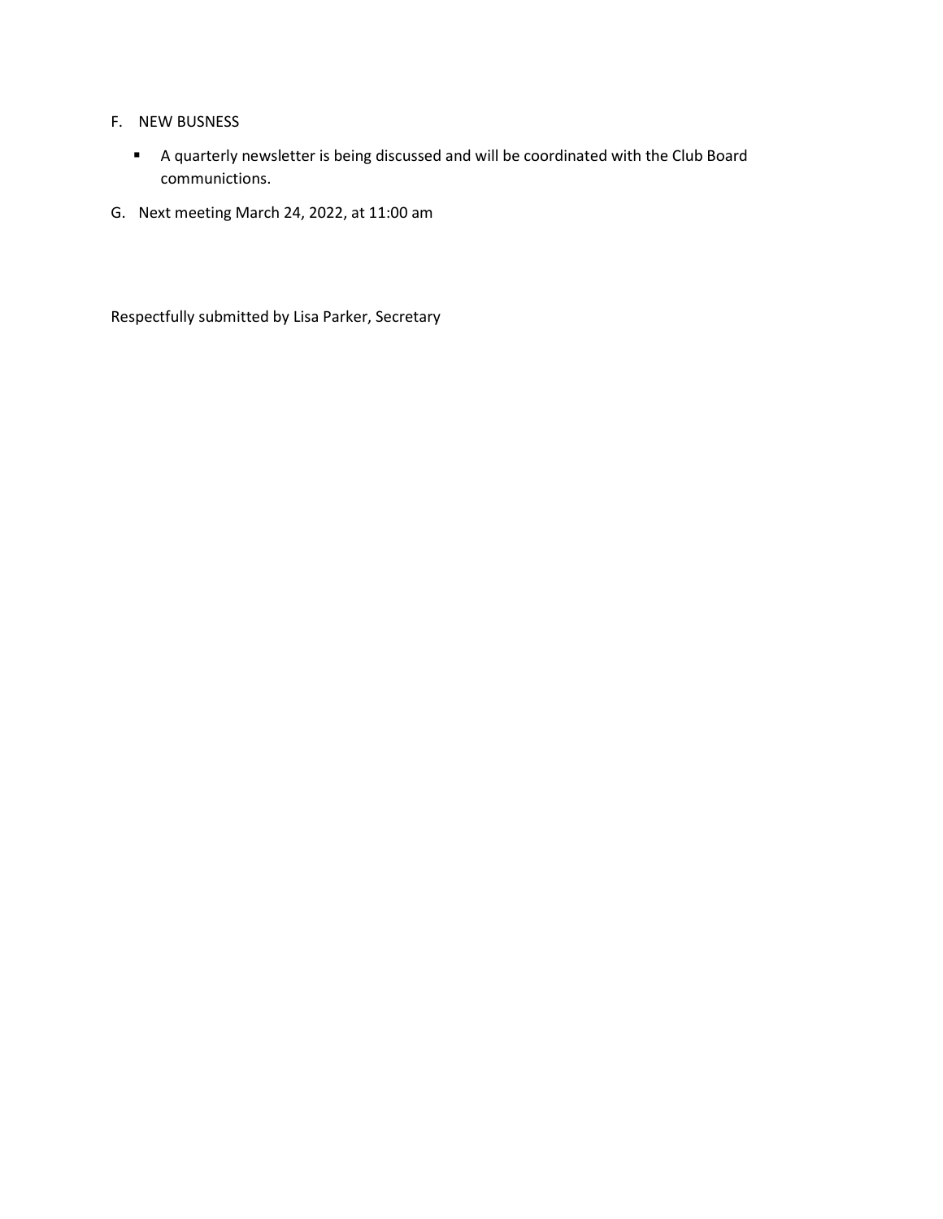F. NEW BUSNESS

- A quarterly newsletter is being discussed and will be coordinated with the Club Board communictions.

G. Next meeting March 24, 2022, at 11:00 am

Respectfully submitted by Lisa Parker, Secretary